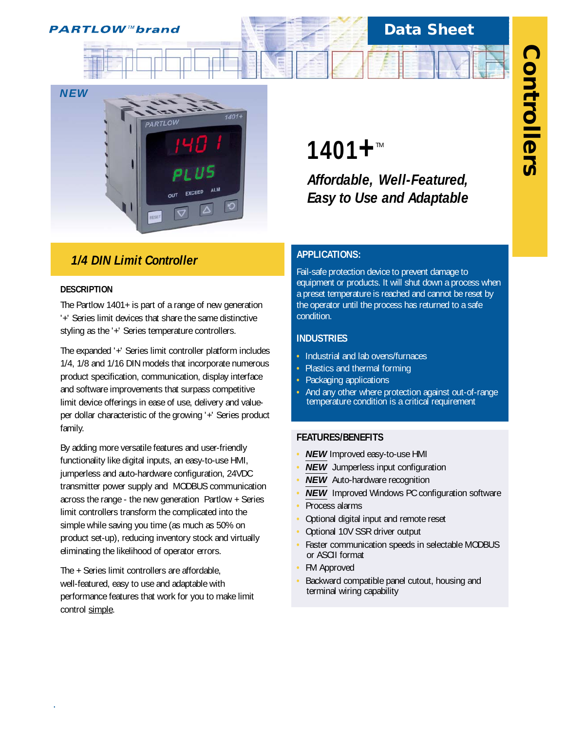PARTLOW™ brand

Data Sheet

Controllers

NEW

# 1401+™

***Affordable, Well-Featured, Easy to Use and Adaptable***

## *1/4 DIN Limit Controller*

### DESCRIPTION

The Partlow 1401+ is part of a range of new generation '+' Series limit devices that share the same distinctive styling as the '+' Series temperature controllers.

The expanded '+' Series limit controller platform includes 1/4, 1/8 and 1/16 DIN models that incorporate numerous product specification, communication, display interface and software improvements that surpass competitive limit device offerings in ease of use, delivery and value-per dollar characteristic of the growing '+' Series product family.

By adding more versatile features and user-friendly functionality like digital inputs, an easy-to-use HMI, jumperless and auto-hardware configuration, 24VDC transmitter power supply and MODBUS communication across the range - the new generation Partlow + Series limit controllers transform the complicated into the simple while saving you time (as much as 50% on product set-up), reducing inventory stock and virtually eliminating the likelihood of operator errors.

The + Series limit controllers are affordable, well-featured, easy to use and adaptable with performance features that work for you to make limit control simple.

### APPLICATIONS:

Fail-safe protection device to prevent damage to equipment or products. It will shut down a process when a preset temperature is reached and cannot be reset by the operator until the process has returned to a safe condition.

### INDUSTRIES

- Industrial and lab ovens/furnaces
- Plastics and thermal forming
- Packaging applications
- And any other where protection against out-of-range temperature condition is a critical requirement

### FEATURES/BENEFITS

- ***NEW*** Improved easy-to-use HMI
- ***NEW*** Jumperless input configuration
- ***NEW*** Auto-hardware recognition
- ***NEW*** Improved Windows PC configuration software
- Process alarms
- Optional digital input and remote reset
- Optional 10V SSR driver output
- Faster communication speeds in selectable MODBUS or ASCII format
- FM Approved
- Backward compatible panel cutout, housing and terminal wiring capability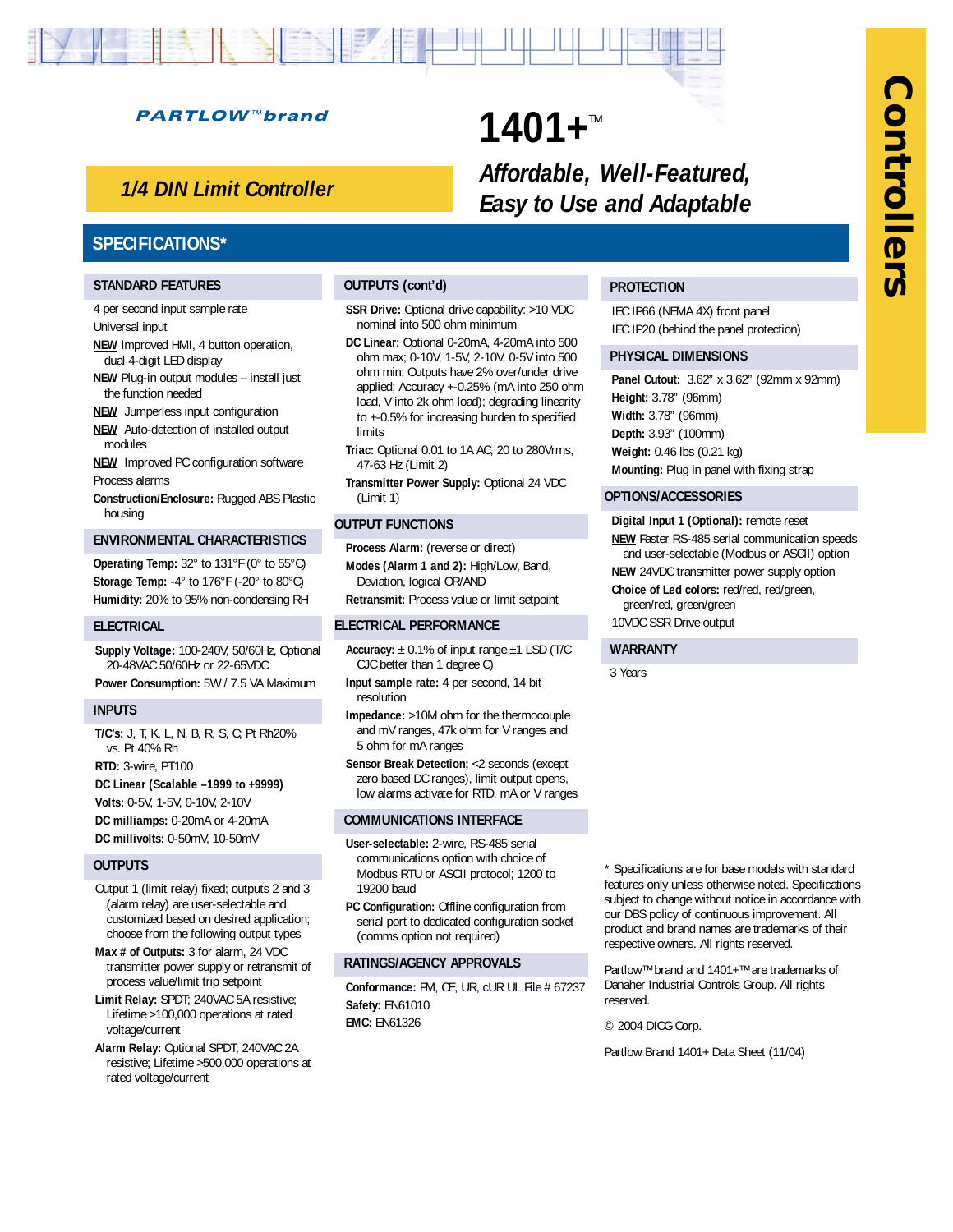PARTLOW™brand

# 1401+™

## *Affordable, Well-Featured, Easy to Use and Adaptable*

**1/4 DIN Limit Controller**

Controllers

## SPECIFICATIONS*

### STANDARD FEATURES

4 per second input sample rate

Universal input

NEW Improved HMI, 4 button operation, dual 4-digit LED display

NEW Plug-in output modules – install just the function needed

NEW Jumperless input configuration

NEW Auto-detection of installed output modules

NEW Improved PC configuration software

Process alarms

**Construction/Enclosure:** Rugged ABS Plastic housing

### ENVIRONMENTAL CHARACTERISTICS

**Operating Temp:** 32° to 131°F (0° to 55°C)

**Storage Temp:** -4° to 176°F (-20° to 80°C)

**Humidity:** 20% to 95% non-condensing RH

### ELECTRICAL

**Supply Voltage:** 100-240V, 50/60Hz, Optional 20-48VAC 50/60Hz or 22-65VDC

**Power Consumption:** 5W / 7.5 VA Maximum

### INPUTS

**T/C's:** J, T, K, L, N, B, R, S, C, Pt Rh20% vs. Pt 40% Rh

**RTD:** 3-wire, PT100

**DC Linear (Scalable –1999 to +9999)**

**Volts:** 0-5V, 1-5V, 0-10V, 2-10V

**DC milliamps:** 0-20mA or 4-20mA

**DC millivolts:** 0-50mV, 10-50mV

### OUTPUTS

Output 1 (limit relay) fixed; outputs 2 and 3 (alarm relay) are user-selectable and customized based on desired application; choose from the following output types

**Max # of Outputs:** 3 for alarm, 24 VDC transmitter power supply or retransmit of process value/limit trip setpoint

**Limit Relay:** SPDT; 240VAC 5A resistive; Lifetime >100,000 operations at rated voltage/current

**Alarm Relay:** Optional SPDT; 240VAC 2A resistive; Lifetime >500,000 operations at rated voltage/current

### OUTPUTS (cont'd)

**SSR Drive:** Optional drive capability: >10 VDC nominal into 500 ohm minimum

**DC Linear:** Optional 0-20mA, 4-20mA into 500 ohm max; 0-10V, 1-5V, 2-10V, 0-5V into 500 ohm min; Outputs have 2% over/under drive applied; Accuracy +-0.25% (mA into 250 ohm load, V into 2k ohm load); degrading linearity to +-0.5% for increasing burden to specified limits

**Triac:** Optional 0.01 to 1A AC, 20 to 280Vrms, 47-63 Hz (Limit 2)

**Transmitter Power Supply:** Optional 24 VDC (Limit 1)

### OUTPUT FUNCTIONS

**Process Alarm:** (reverse or direct)

**Modes (Alarm 1 and 2):** High/Low, Band, Deviation, logical OR/AND

**Retransmit:** Process value or limit setpoint

### ELECTRICAL PERFORMANCE

**Accuracy:** ± 0.1% of input range ±1 LSD (T/C CJC better than 1 degree C)

**Input sample rate:** 4 per second, 14 bit resolution

**Impedance:** >10M ohm for the thermocouple and mV ranges, 47k ohm for V ranges and 5 ohm for mA ranges

**Sensor Break Detection:** <2 seconds (except zero based DC ranges), limit output opens, low alarms activate for RTD, mA or V ranges

### COMMUNICATIONS INTERFACE

**User-selectable:** 2-wire, RS-485 serial communications option with choice of Modbus RTU or ASCII protocol; 1200 to 19200 baud

**PC Configuration:** Offline configuration from serial port to dedicated configuration socket (comms option not required)

### RATINGS/AGENCY APPROVALS

**Conformance:** FM, CE, UR, cUR UL File # 67237

**Safety:** EN61010

**EMC:** EN61326

### PROTECTION

IEC IP66 (NEMA 4X) front panel

IEC IP20 (behind the panel protection)

### PHYSICAL DIMENSIONS

**Panel Cutout:** 3.62" x 3.62" (92mm x 92mm)

**Height:** 3.78" (96mm)

**Width:** 3.78" (96mm)

**Depth:** 3.93" (100mm)

**Weight:** 0.46 lbs (0.21 kg)

**Mounting:** Plug in panel with fixing strap

### OPTIONS/ACCESSORIES

**Digital Input 1 (Optional):** remote reset

NEW Faster RS-485 serial communication speeds and user-selectable (Modbus or ASCII) option

NEW 24VDC transmitter power supply option

**Choice of Led colors:** red/red, red/green, green/red, green/green

10VDC SSR Drive output

### WARRANTY

3 Years

\* Specifications are for base models with standard features only unless otherwise noted. Specifications subject to change without notice in accordance with our DBS policy of continuous improvement. All product and brand names are trademarks of their respective owners. All rights reserved.

Partlow™brand and 1401+™are trademarks of Danaher Industrial Controls Group. All rights reserved.

© 2004 DICG Corp.

Partlow Brand 1401+ Data Sheet (11/04)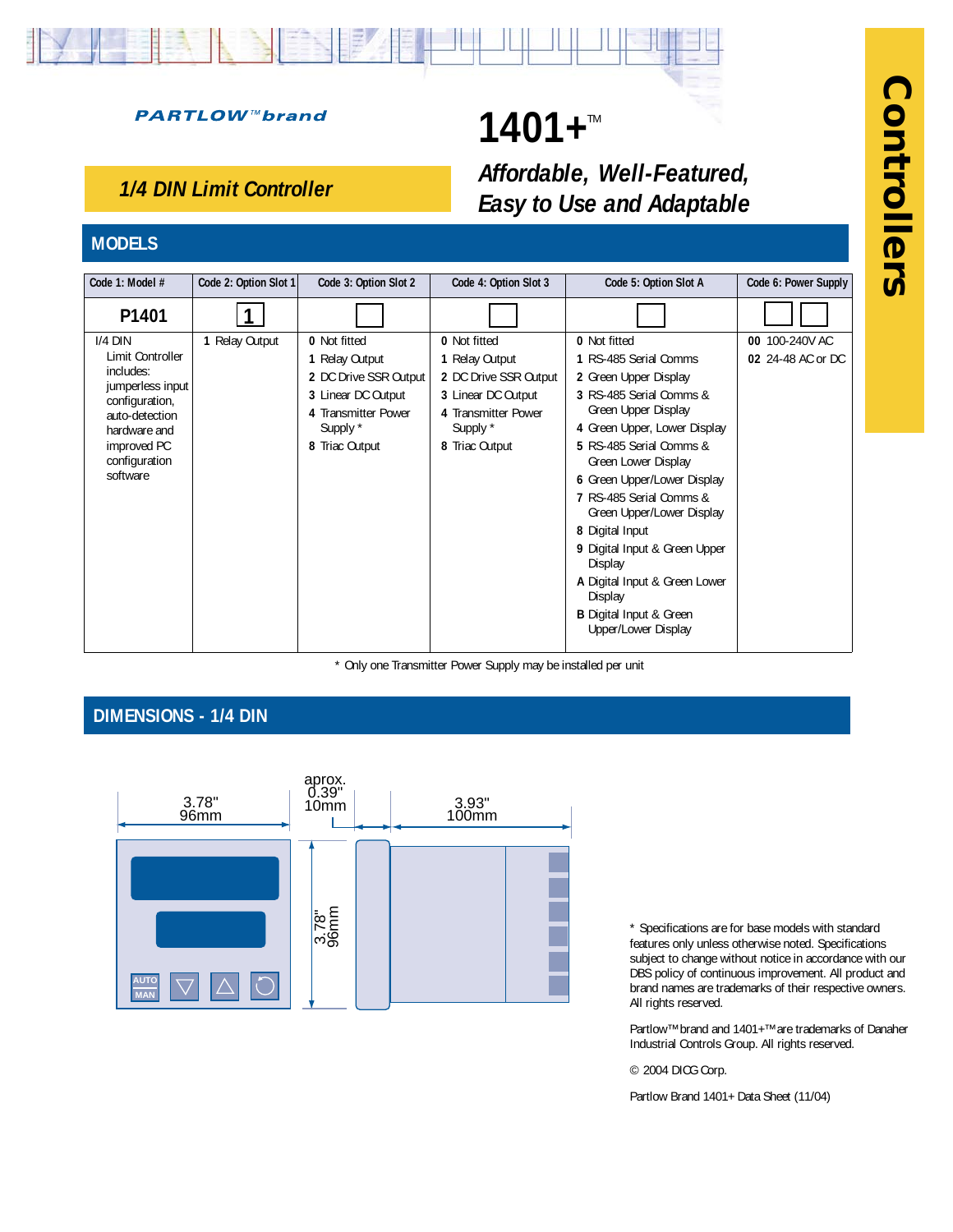**PARTLOW™brand**

# 1401+™

*Affordable, Well-Featured, Easy to Use and Adaptable*

*1/4 DIN Limit Controller*

Controllers

## MODELS

| Code 1: Model # | Code 2: Option Slot 1 | Code 3: Option Slot 2 | Code 4: Option Slot 3 | Code 5: Option Slot A | Code 6: Power Supply |
|---|---|---|---|---|---|
| P1401 | 1 | ☐ | ☐ | ☐ | ☐☐ |
| I/4 DIN Limit Controller includes: jumperless input configuration, auto-detection hardware and improved PC configuration software | **1** Relay Output | **0** Not fitted<br>**1** Relay Output<br>**2** DC Drive SSR Output<br>**3** Linear DC Output<br>**4** Transmitter Power Supply *<br>**8** Triac Output | **0** Not fitted<br>**1** Relay Output<br>**2** DC Drive SSR Output<br>**3** Linear DC Output<br>**4** Transmitter Power Supply *<br>**8** Triac Output | **0** Not fitted<br>**1** RS-485 Serial Comms<br>**2** Green Upper Display<br>**3** RS-485 Serial Comms & Green Upper Display<br>**4** Green Upper, Lower Display<br>**5** RS-485 Serial Comms & Green Lower Display<br>**6** Green Upper/Lower Display<br>**7** RS-485 Serial Comms & Green Upper/Lower Display<br>**8** Digital Input<br>**9** Digital Input & Green Upper Display<br>**A** Digital Input & Green Lower Display<br>**B** Digital Input & Green Upper/Lower Display | **00** 100-240V AC<br>**02** 24-48 AC or DC |

\* Only one Transmitter Power Supply may be installed per unit

## DIMENSIONS - 1/4 DIN

3.78"
96mm

aprox.
0.39"
10mm

3.93"
100mm

3.78"
96mm

AUTO
MAN

\* Specifications are for base models with standard features only unless otherwise noted. Specifications subject to change without notice in accordance with our DBS policy of continuous improvement. All product and brand names are trademarks of their respective owners. All rights reserved.

Partlow™brand and 1401+™are trademarks of Danaher Industrial Controls Group. All rights reserved.

© 2004 DICG Corp.

Partlow Brand 1401+ Data Sheet (11/04)